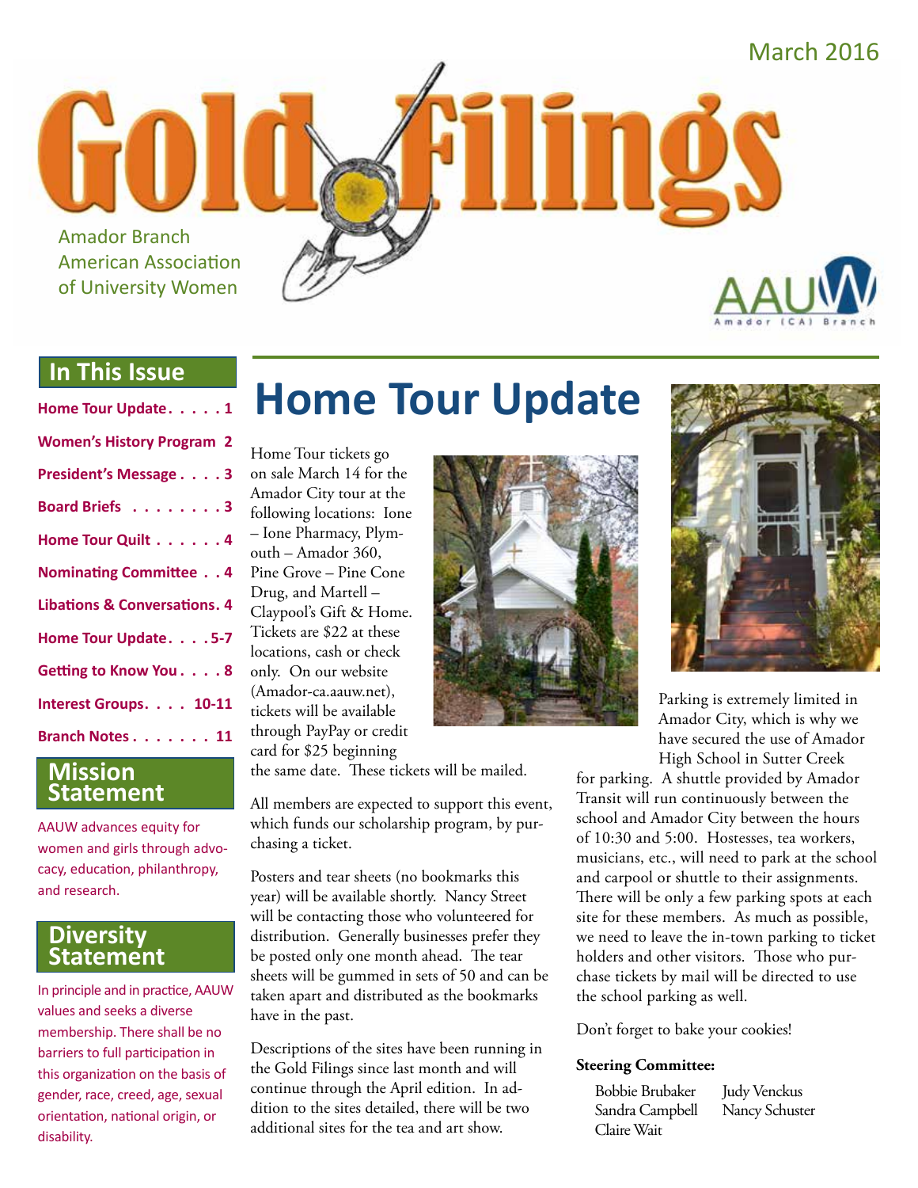March 2016

# Gold Filings

Amador Branch
American Association of University Women

AAUW Amador (CA) Branch

## In This Issue

- Home Tour Update . . . . . 1
- Women's History Program 2
- President's Message . . . . 3
- Board Briefs . . . . . . . . 3
- Home Tour Quilt . . . . . . 4
- Nominating Committee . . 4
- Libations & Conversations. 4
- Home Tour Update. . . . 5-7
- Getting to Know You . . . . 8
- Interest Groups. . . . 10-11
- Branch Notes . . . . . . . 11

## Mission Statement

AAUW advances equity for women and girls through advocacy, education, philanthropy, and research.

## Diversity Statement

In principle and in practice, AAUW values and seeks a diverse membership. There shall be no barriers to full participation in this organization on the basis of gender, race, creed, age, sexual orientation, national origin, or disability.

# Home Tour Update

Home Tour tickets go on sale March 14 for the Amador City tour at the following locations: Ione – Ione Pharmacy, Plymouth – Amador 360, Pine Grove – Pine Cone Drug, and Martell – Claypool's Gift & Home. Tickets are $22 at these locations, cash or check only. On our website (Amador-ca.aauw.net), tickets will be available through PayPay or credit card for $25 beginning the same date. These tickets will be mailed.

All members are expected to support this event, which funds our scholarship program, by purchasing a ticket.

Posters and tear sheets (no bookmarks this year) will be available shortly. Nancy Street will be contacting those who volunteered for distribution. Generally businesses prefer they be posted only one month ahead. The tear sheets will be gummed in sets of 50 and can be taken apart and distributed as the bookmarks have in the past.

Descriptions of the sites have been running in the Gold Filings since last month and will continue through the April edition. In addition to the sites detailed, there will be two additional sites for the tea and art show.

Parking is extremely limited in Amador City, which is why we have secured the use of Amador High School in Sutter Creek for parking. A shuttle provided by Amador Transit will run continuously between the school and Amador City between the hours of 10:30 and 5:00. Hostesses, tea workers, musicians, etc., will need to park at the school and carpool or shuttle to their assignments. There will be only a few parking spots at each site for these members. As much as possible, we need to leave the in-town parking to ticket holders and other visitors. Those who purchase tickets by mail will be directed to use the school parking as well.

Don't forget to bake your cookies!

**Steering Committee:**

Bobbie Brubaker
Sandra Campbell
Claire Wait
Judy Venckus
Nancy Schuster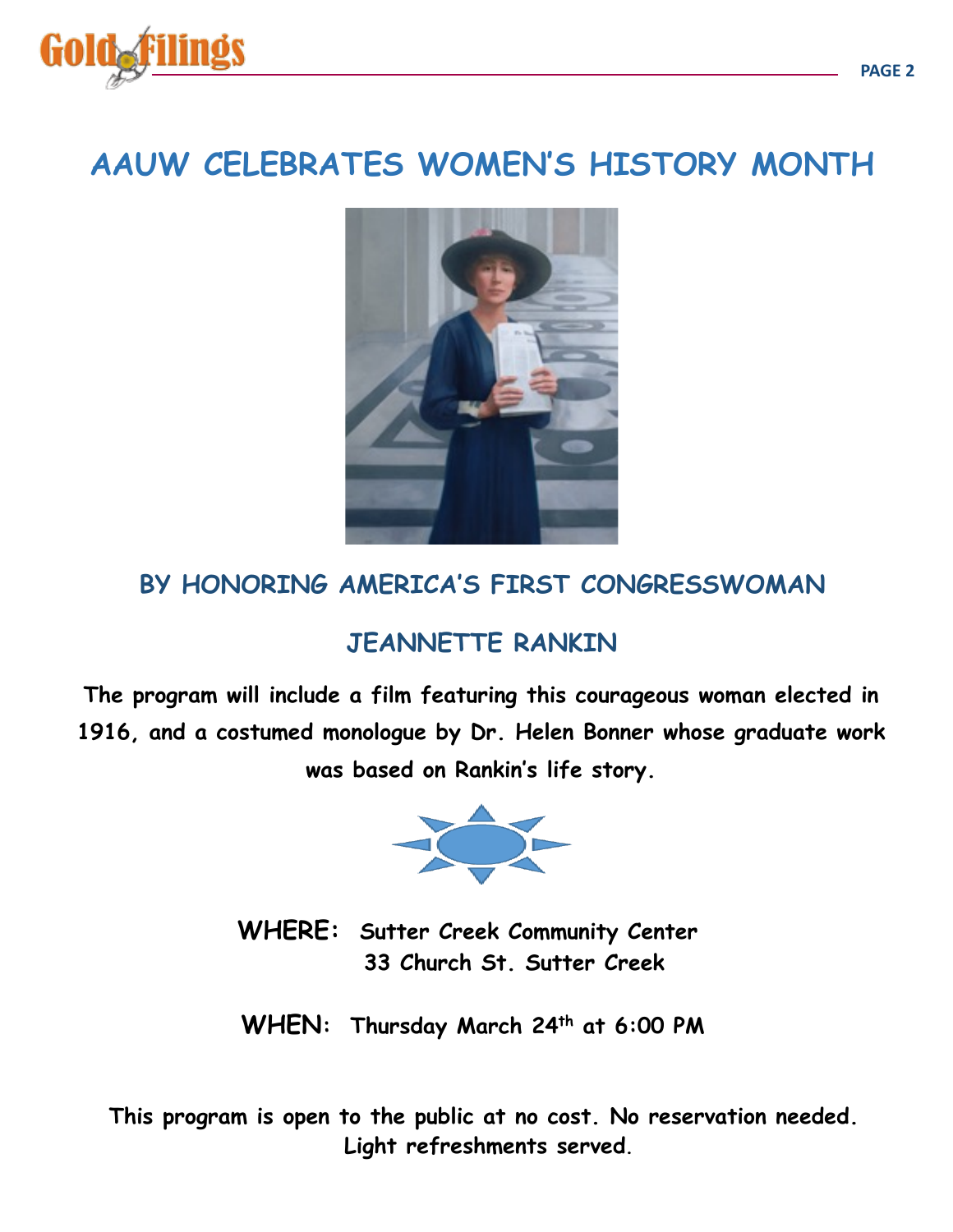# AAUW CELEBRATES WOMEN'S HISTORY MONTH

## BY HONORING AMERICA'S FIRST CONGRESSWOMAN

## JEANNETTE RANKIN

**The program will include a film featuring this courageous woman elected in 1916, and a costumed monologue by Dr. Helen Bonner whose graduate work was based on Rankin's life story.**

**WHERE:** **Sutter Creek Community Center**
**33 Church St. Sutter Creek**

**WHEN:** **Thursday March 24th at 6:00 PM**

**This program is open to the public at no cost. No reservation needed. Light refreshments served.**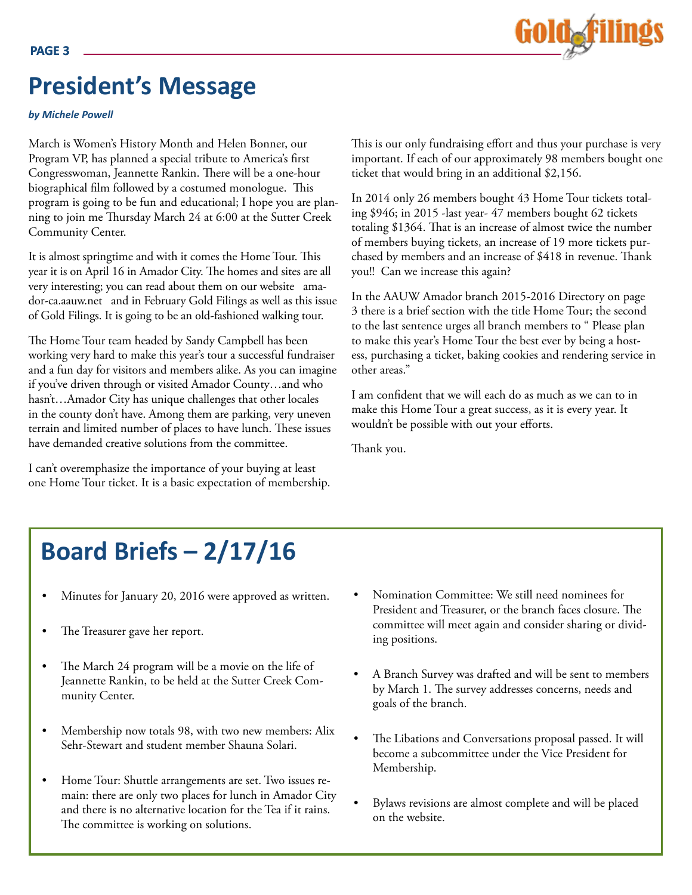# President's Message

***by Michele Powell***

March is Women's History Month and Helen Bonner, our Program VP, has planned a special tribute to America's first Congresswoman, Jeannette Rankin. There will be a one-hour biographical film followed by a costumed monologue. This program is going to be fun and educational; I hope you are planning to join me Thursday March 24 at 6:00 at the Sutter Creek Community Center.

It is almost springtime and with it comes the Home Tour. This year it is on April 16 in Amador City. The homes and sites are all very interesting; you can read about them on our website amador-ca.aauw.net and in February Gold Filings as well as this issue of Gold Filings. It is going to be an old-fashioned walking tour.

The Home Tour team headed by Sandy Campbell has been working very hard to make this year's tour a successful fundraiser and a fun day for visitors and members alike. As you can imagine if you've driven through or visited Amador County…and who hasn't…Amador City has unique challenges that other locales in the county don't have. Among them are parking, very uneven terrain and limited number of places to have lunch. These issues have demanded creative solutions from the committee.

I can't overemphasize the importance of your buying at least one Home Tour ticket. It is a basic expectation of membership. This is our only fundraising effort and thus your purchase is very important. If each of our approximately 98 members bought one ticket that would bring in an additional $2,156.

In 2014 only 26 members bought 43 Home Tour tickets totaling $946; in 2015 -last year- 47 members bought 62 tickets totaling $1364. That is an increase of almost twice the number of members buying tickets, an increase of 19 more tickets purchased by members and an increase of $418 in revenue. Thank you!! Can we increase this again?

In the AAUW Amador branch 2015-2016 Directory on page 3 there is a brief section with the title Home Tour; the second to the last sentence urges all branch members to " Please plan to make this year's Home Tour the best ever by being a hostess, purchasing a ticket, baking cookies and rendering service in other areas."

I am confident that we will each do as much as we can to in make this Home Tour a great success, as it is every year. It wouldn't be possible with out your efforts.

Thank you.

# Board Briefs – 2/17/16

- Minutes for January 20, 2016 were approved as written.
- The Treasurer gave her report.
- The March 24 program will be a movie on the life of Jeannette Rankin, to be held at the Sutter Creek Community Center.
- Membership now totals 98, with two new members: Alix Sehr-Stewart and student member Shauna Solari.
- Home Tour: Shuttle arrangements are set. Two issues remain: there are only two places for lunch in Amador City and there is no alternative location for the Tea if it rains. The committee is working on solutions.
- Nomination Committee: We still need nominees for President and Treasurer, or the branch faces closure. The committee will meet again and consider sharing or dividing positions.
- A Branch Survey was drafted and will be sent to members by March 1. The survey addresses concerns, needs and goals of the branch.
- The Libations and Conversations proposal passed. It will become a subcommittee under the Vice President for Membership.
- Bylaws revisions are almost complete and will be placed on the website.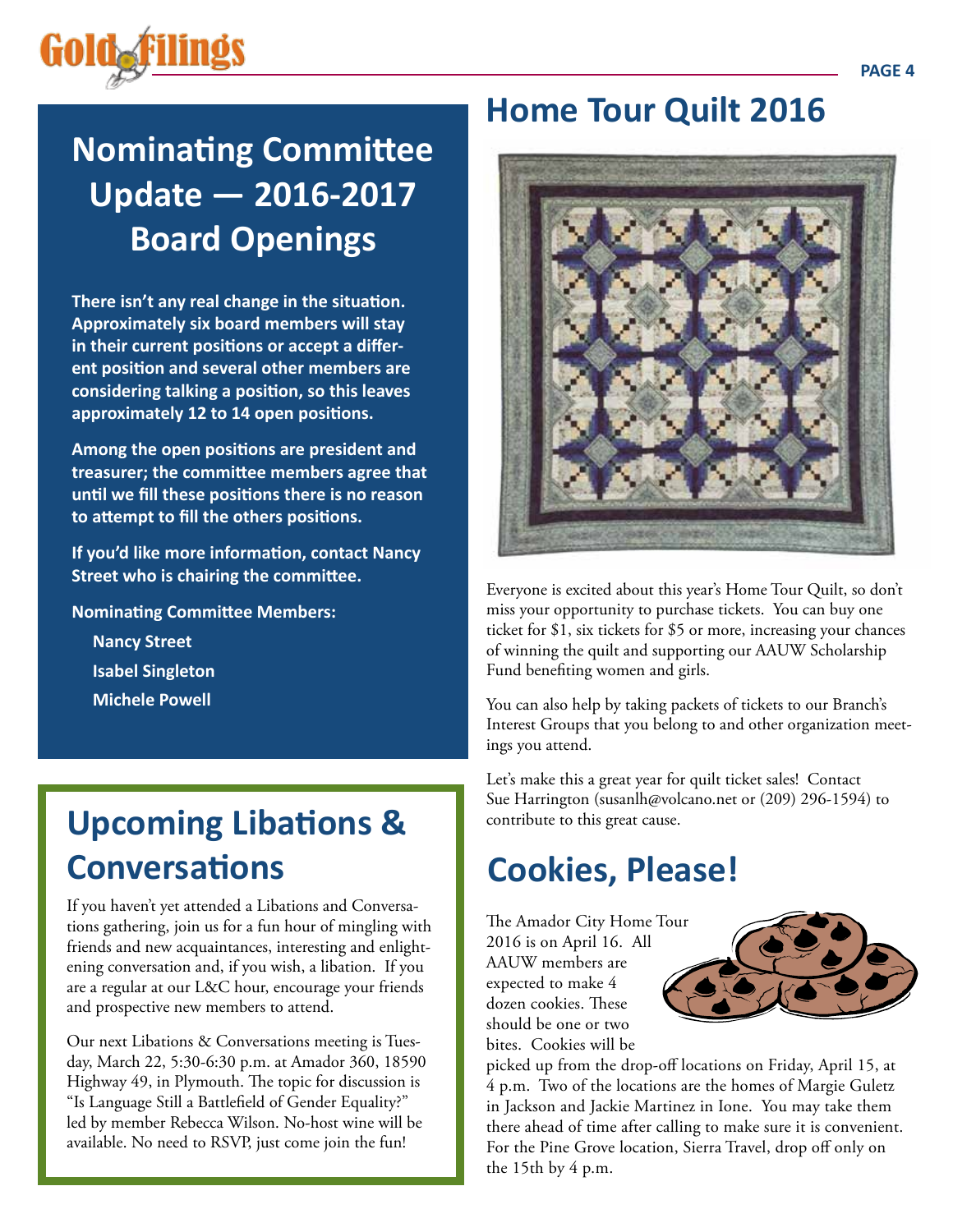## Nominating Committee Update — 2016-2017 Board Openings

**There isn't any real change in the situation. Approximately six board members will stay in their current positions or accept a different position and several other members are considering talking a position, so this leaves approximately 12 to 14 open positions.**

**Among the open positions are president and treasurer; the committee members agree that until we fill these positions there is no reason to attempt to fill the others positions.**

**If you'd like more information, contact Nancy Street who is chairing the committee.**

**Nominating Committee Members:**

- **Nancy Street**
- **Isabel Singleton**
- **Michele Powell**

## Upcoming Libations & Conversations

If you haven't yet attended a Libations and Conversations gathering, join us for a fun hour of mingling with friends and new acquaintances, interesting and enlightening conversation and, if you wish, a libation. If you are a regular at our L&C hour, encourage your friends and prospective new members to attend.

Our next Libations & Conversations meeting is Tuesday, March 22, 5:30-6:30 p.m. at Amador 360, 18590 Highway 49, in Plymouth. The topic for discussion is "Is Language Still a Battlefield of Gender Equality?" led by member Rebecca Wilson. No-host wine will be available. No need to RSVP, just come join the fun!

## Home Tour Quilt 2016

Everyone is excited about this year's Home Tour Quilt, so don't miss your opportunity to purchase tickets. You can buy one ticket for $1, six tickets for $5 or more, increasing your chances of winning the quilt and supporting our AAUW Scholarship Fund benefiting women and girls.

You can also help by taking packets of tickets to our Branch's Interest Groups that you belong to and other organization meetings you attend.

Let's make this a great year for quilt ticket sales! Contact Sue Harrington (susanlh@volcano.net or (209) 296-1594) to contribute to this great cause.

## Cookies, Please!

The Amador City Home Tour 2016 is on April 16. All AAUW members are expected to make 4 dozen cookies. These should be one or two bites. Cookies will be picked up from the drop-off locations on Friday, April 15, at 4 p.m. Two of the locations are the homes of Margie Guletz in Jackson and Jackie Martinez in Ione. You may take them there ahead of time after calling to make sure it is convenient. For the Pine Grove location, Sierra Travel, drop off only on the 15th by 4 p.m.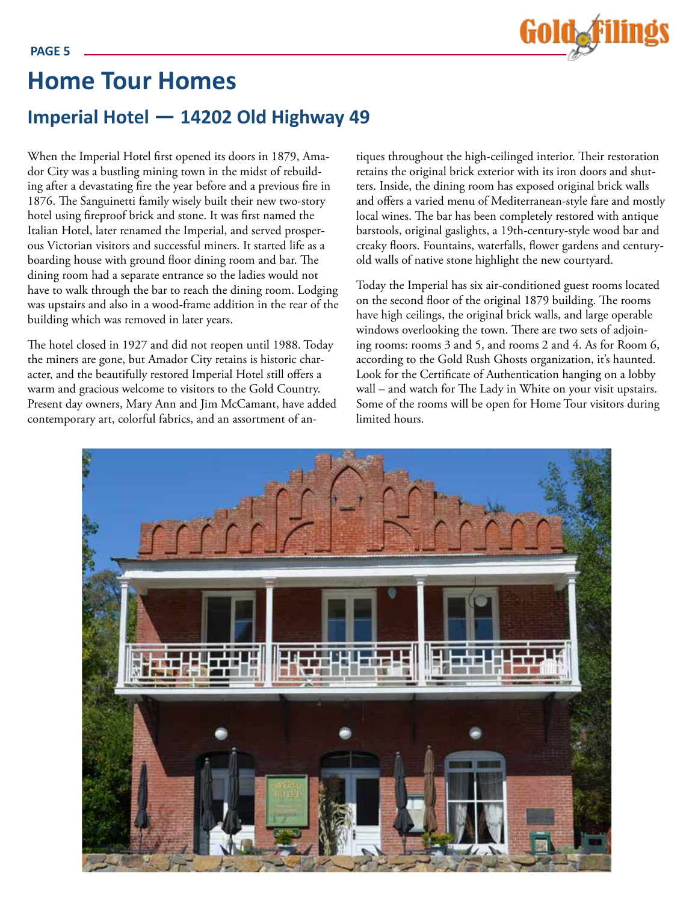# Home Tour Homes

## Imperial Hotel — 14202 Old Highway 49

When the Imperial Hotel first opened its doors in 1879, Amador City was a bustling mining town in the midst of rebuilding after a devastating fire the year before and a previous fire in 1876. The Sanguinetti family wisely built their new two-story hotel using fireproof brick and stone. It was first named the Italian Hotel, later renamed the Imperial, and served prosperous Victorian visitors and successful miners. It started life as a boarding house with ground floor dining room and bar. The dining room had a separate entrance so the ladies would not have to walk through the bar to reach the dining room. Lodging was upstairs and also in a wood-frame addition in the rear of the building which was removed in later years.

The hotel closed in 1927 and did not reopen until 1988. Today the miners are gone, but Amador City retains is historic character, and the beautifully restored Imperial Hotel still offers a warm and gracious welcome to visitors to the Gold Country. Present day owners, Mary Ann and Jim McCamant, have added contemporary art, colorful fabrics, and an assortment of antiques throughout the high-ceilinged interior. Their restoration retains the original brick exterior with its iron doors and shutters. Inside, the dining room has exposed original brick walls and offers a varied menu of Mediterranean-style fare and mostly local wines. The bar has been completely restored with antique barstools, original gaslights, a 19th-century-style wood bar and creaky floors. Fountains, waterfalls, flower gardens and century-old walls of native stone highlight the new courtyard.

Today the Imperial has six air-conditioned guest rooms located on the second floor of the original 1879 building. The rooms have high ceilings, the original brick walls, and large operable windows overlooking the town. There are two sets of adjoining rooms: rooms 3 and 5, and rooms 2 and 4. As for Room 6, according to the Gold Rush Ghosts organization, it's haunted. Look for the Certificate of Authentication hanging on a lobby wall – and watch for The Lady in White on your visit upstairs. Some of the rooms will be open for Home Tour visitors during limited hours.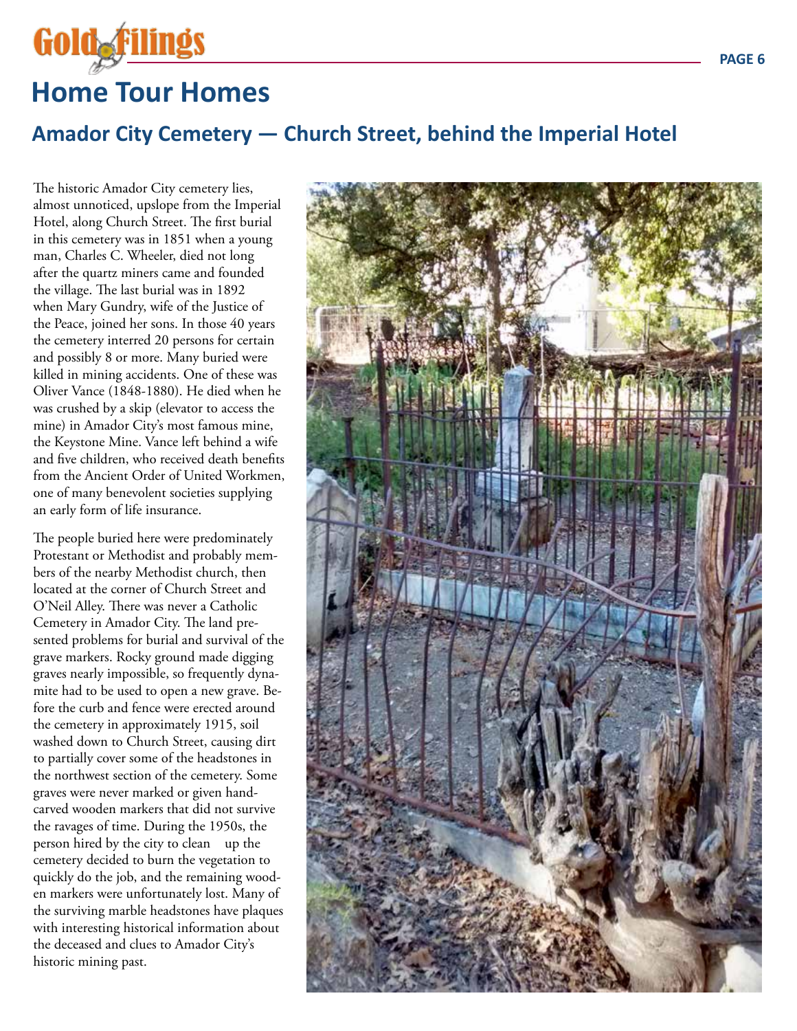# Home Tour Homes

## Amador City Cemetery — Church Street, behind the Imperial Hotel

The historic Amador City cemetery lies, almost unnoticed, upslope from the Imperial Hotel, along Church Street. The first burial in this cemetery was in 1851 when a young man, Charles C. Wheeler, died not long after the quartz miners came and founded the village. The last burial was in 1892 when Mary Gundry, wife of the Justice of the Peace, joined her sons. In those 40 years the cemetery interred 20 persons for certain and possibly 8 or more. Many buried were killed in mining accidents. One of these was Oliver Vance (1848-1880). He died when he was crushed by a skip (elevator to access the mine) in Amador City's most famous mine, the Keystone Mine. Vance left behind a wife and five children, who received death benefits from the Ancient Order of United Workmen, one of many benevolent societies supplying an early form of life insurance.

The people buried here were predominately Protestant or Methodist and probably members of the nearby Methodist church, then located at the corner of Church Street and O'Neil Alley. There was never a Catholic Cemetery in Amador City. The land presented problems for burial and survival of the grave markers. Rocky ground made digging graves nearly impossible, so frequently dynamite had to be used to open a new grave. Before the curb and fence were erected around the cemetery in approximately 1915, soil washed down to Church Street, causing dirt to partially cover some of the headstones in the northwest section of the cemetery. Some graves were never marked or given hand-carved wooden markers that did not survive the ravages of time. During the 1950s, the person hired by the city to clean up the cemetery decided to burn the vegetation to quickly do the job, and the remaining wooden markers were unfortunately lost. Many of the surviving marble headstones have plaques with interesting historical information about the deceased and clues to Amador City's historic mining past.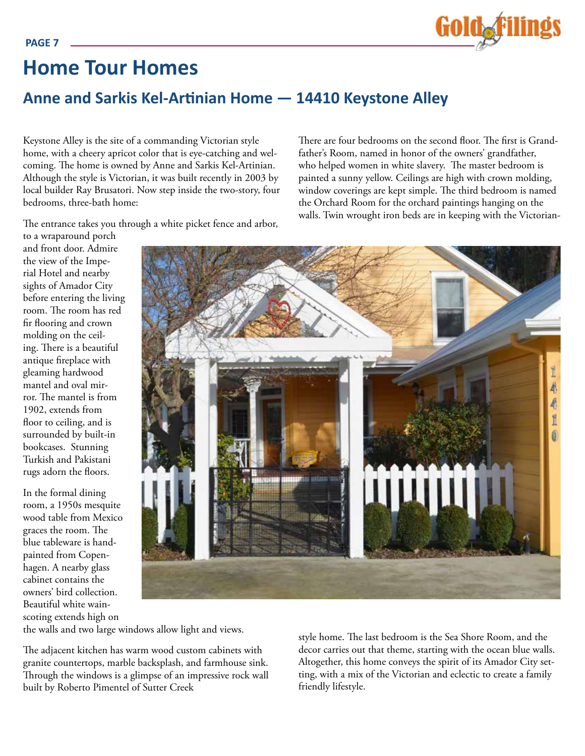# Home Tour Homes

## Anne and Sarkis Kel-Artinian Home — 14410 Keystone Alley

Keystone Alley is the site of a commanding Victorian style home, with a cheery apricot color that is eye-catching and welcoming. The home is owned by Anne and Sarkis Kel-Artinian. Although the style is Victorian, it was built recently in 2003 by local builder Ray Brusatori. Now step inside the two-story, four bedrooms, three-bath home:

The entrance takes you through a white picket fence and arbor, to a wraparound porch and front door. Admire the view of the Imperial Hotel and nearby sights of Amador City before entering the living room. The room has red fir flooring and crown molding on the ceiling. There is a beautiful antique fireplace with gleaming hardwood mantel and oval mirror. The mantel is from 1902, extends from floor to ceiling, and is surrounded by built-in bookcases. Stunning Turkish and Pakistani rugs adorn the floors.

In the formal dining room, a 1950s mesquite wood table from Mexico graces the room. The blue tableware is hand-painted from Copenhagen. A nearby glass cabinet contains the owners' bird collection. Beautiful white wainscoting extends high on the walls and two large windows allow light and views.

The adjacent kitchen has warm wood custom cabinets with granite countertops, marble backsplash, and farmhouse sink. Through the windows is a glimpse of an impressive rock wall built by Roberto Pimentel of Sutter Creek

There are four bedrooms on the second floor. The first is Grandfather's Room, named in honor of the owners' grandfather, who helped women in white slavery. The master bedroom is painted a sunny yellow. Ceilings are high with crown molding, window coverings are kept simple. The third bedroom is named the Orchard Room for the orchard paintings hanging on the walls. Twin wrought iron beds are in keeping with the Victorian-style home. The last bedroom is the Sea Shore Room, and the decor carries out that theme, starting with the ocean blue walls. Altogether, this home conveys the spirit of its Amador City setting, with a mix of the Victorian and eclectic to create a family friendly lifestyle.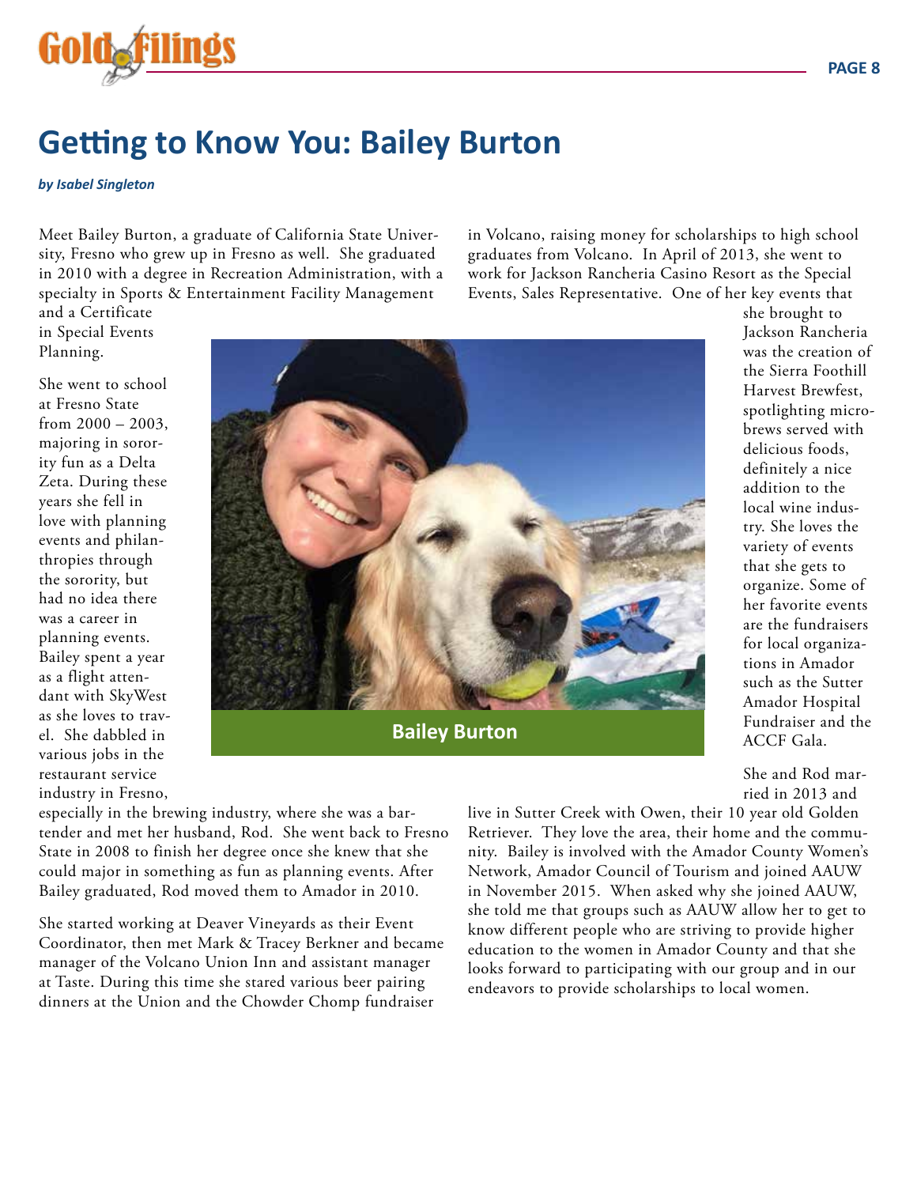# Getting to Know You: Bailey Burton

***by Isabel Singleton***

Meet Bailey Burton, a graduate of California State University, Fresno who grew up in Fresno as well. She graduated in 2010 with a degree in Recreation Administration, with a specialty in Sports & Entertainment Facility Management and a Certificate in Special Events Planning.

She went to school at Fresno State from 2000 – 2003, majoring in sorority fun as a Delta Zeta. During these years she fell in love with planning events and philanthropies through the sorority, but had no idea there was a career in planning events. Bailey spent a year as a flight attendant with SkyWest as she loves to travel. She dabbled in various jobs in the restaurant service industry in Fresno, especially in the brewing industry, where she was a bartender and met her husband, Rod. She went back to Fresno State in 2008 to finish her degree once she knew that she could major in something as fun as planning events. After Bailey graduated, Rod moved them to Amador in 2010.

She started working at Deaver Vineyards as their Event Coordinator, then met Mark & Tracey Berkner and became manager of the Volcano Union Inn and assistant manager at Taste. During this time she stared various beer pairing dinners at the Union and the Chowder Chomp fundraiser in Volcano, raising money for scholarships to high school graduates from Volcano. In April of 2013, she went to work for Jackson Rancheria Casino Resort as the Special Events, Sales Representative. One of her key events that she brought to Jackson Rancheria was the creation of the Sierra Foothill Harvest Brewfest, spotlighting microbrews served with delicious foods, definitely a nice addition to the local wine industry. She loves the variety of events that she gets to organize. Some of her favorite events are the fundraisers for local organizations in Amador such as the Sutter Amador Hospital Fundraiser and the ACCF Gala.

**Bailey Burton**

She and Rod married in 2013 and live in Sutter Creek with Owen, their 10 year old Golden Retriever. They love the area, their home and the community. Bailey is involved with the Amador County Women's Network, Amador Council of Tourism and joined AAUW in November 2015. When asked why she joined AAUW, she told me that groups such as AAUW allow her to get to know different people who are striving to provide higher education to the women in Amador County and that she looks forward to participating with our group and in our endeavors to provide scholarships to local women.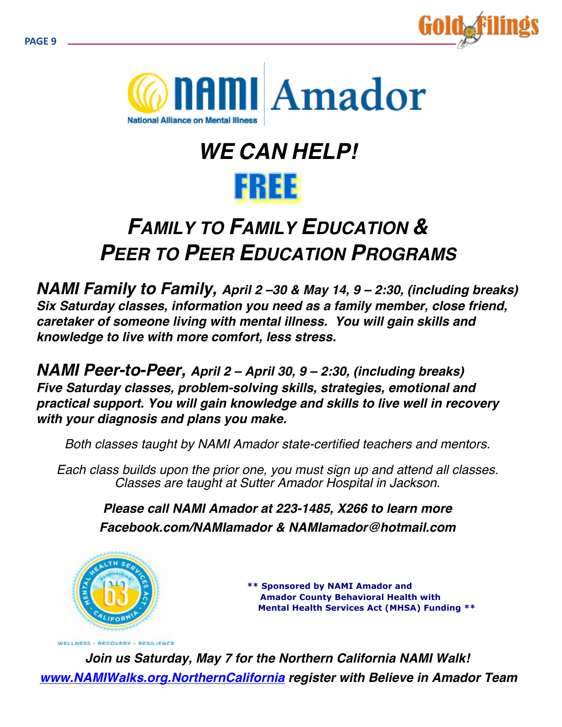# NAMI Amador

National Alliance on Mental Illness

## *WE CAN HELP!*

## FREE

## *FAMILY TO FAMILY EDUCATION & PEER TO PEER EDUCATION PROGRAMS*

***NAMI Family to Family,** April 2 –30 & May 14, 9 – 2:30, (including breaks)*
***Six Saturday classes, information you need as a family member, close friend, caretaker of someone living with mental illness. You will gain skills and knowledge to live with more comfort, less stress.***

***NAMI Peer-to-Peer,** April 2 – April 30, 9 – 2:30, (including breaks)*
***Five Saturday classes, problem-solving skills, strategies, emotional and practical support. You will gain knowledge and skills to live well in recovery with your diagnosis and plans you make.***

*Both classes taught by NAMI Amador state-certified teachers and mentors.*

*Each class builds upon the prior one, you must sign up and attend all classes. Classes are taught at Sutter Amador Hospital in Jackson.*

***Please call NAMI Amador at 223-1485, X266 to learn more***
***Facebook.com/NAMIamador & NAMIamador@hotmail.com***

Mental Health Services Act — Proposition 63 — California

WELLNESS • RECOVERY • RESILIENCE

**\*\* Sponsored by NAMI Amador and Amador County Behavioral Health with Mental Health Services Act (MHSA) Funding \*\***

***Join us Saturday, May 7 for the Northern California NAMI Walk!***
***www.NAMIWalks.org.NorthernCalifornia register with Believe in Amador Team***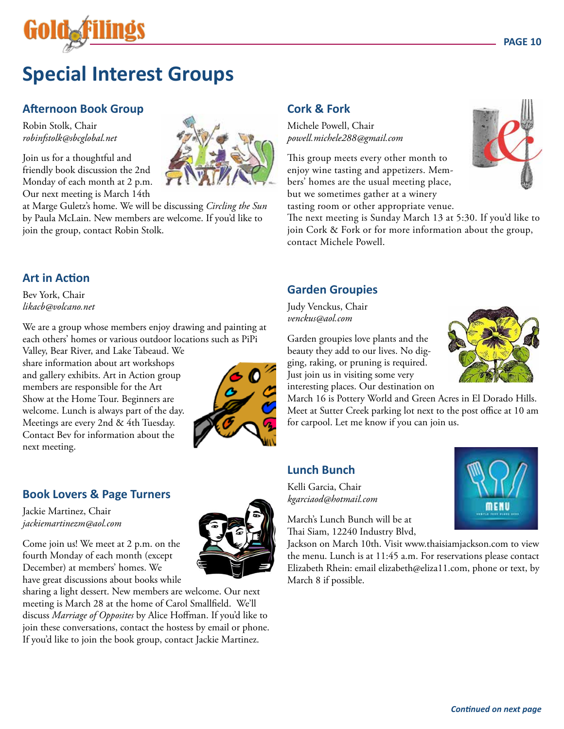# Special Interest Groups

## Afternoon Book Group

Robin Stolk, Chair
*robinfstolk@sbcglobal.net*

Join us for a thoughtful and friendly book discussion the 2nd Monday of each month at 2 p.m. Our next meeting is March 14th at Marge Guletz's home. We will be discussing *Circling the Sun* by Paula McLain. New members are welcome. If you'd like to join the group, contact Robin Stolk.

## Art in Action

Bev York, Chair
*likacb@volcano.net*

We are a group whose members enjoy drawing and painting at each others' homes or various outdoor locations such as PiPi Valley, Bear River, and Lake Tabeaud. We share information about art workshops and gallery exhibits. Art in Action group members are responsible for the Art Show at the Home Tour. Beginners are welcome. Lunch is always part of the day. Meetings are every 2nd & 4th Tuesday. Contact Bev for information about the next meeting.

## Book Lovers & Page Turners

Jackie Martinez, Chair
*jackiemartinezm@aol.com*

Come join us! We meet at 2 p.m. on the fourth Monday of each month (except December) at members' homes. We have great discussions about books while sharing a light dessert. New members are welcome. Our next meeting is March 28 at the home of Carol Smallfield. We'll discuss *Marriage of Opposites* by Alice Hoffman. If you'd like to join these conversations, contact the hostess by email or phone. If you'd like to join the book group, contact Jackie Martinez.

## Cork & Fork

Michele Powell, Chair
*powell.michele288@gmail.com*

This group meets every other month to enjoy wine tasting and appetizers. Members' homes are the usual meeting place, but we sometimes gather at a winery tasting room or other appropriate venue. The next meeting is Sunday March 13 at 5:30. If you'd like to join Cork & Fork or for more information about the group, contact Michele Powell.

## Garden Groupies

Judy Venckus, Chair
*venckus@aol.com*

Garden groupies love plants and the beauty they add to our lives. No digging, raking, or pruning is required. Just join us in visiting some very interesting places. Our destination on March 16 is Pottery World and Green Acres in El Dorado Hills. Meet at Sutter Creek parking lot next to the post office at 10 am for carpool. Let me know if you can join us.

## Lunch Bunch

Kelli Garcia, Chair
*kgarciaod@hotmail.com*

March's Lunch Bunch will be at Thai Siam, 12240 Industry Blvd, Jackson on March 10th. Visit www.thaisiamjackson.com to view the menu. Lunch is at 11:45 a.m. For reservations please contact Elizabeth Rhein: email elizabeth@eliza11.com, phone or text, by March 8 if possible.

***Continued on next page***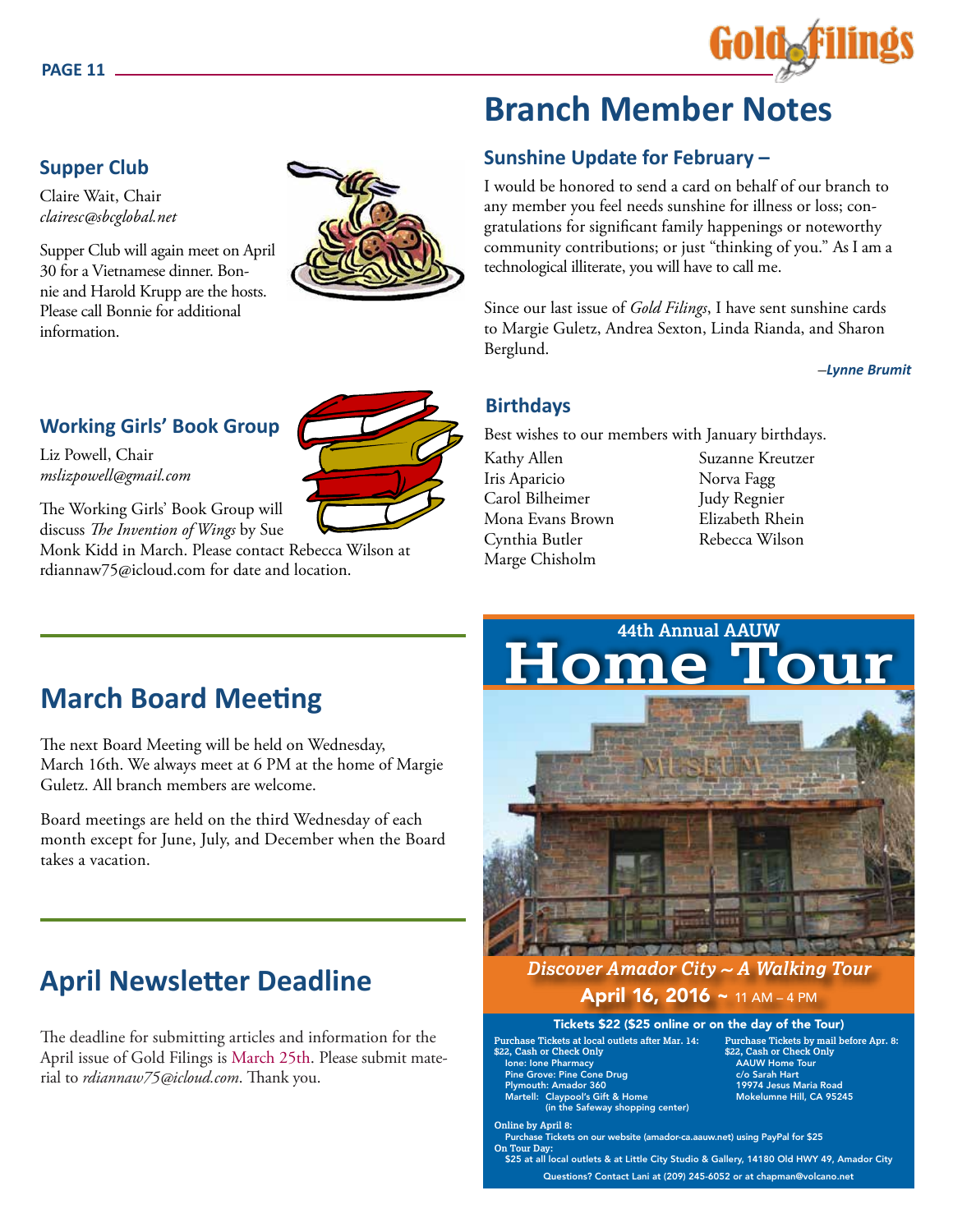# Branch Member Notes

## Supper Club

Claire Wait, Chair
*clairesc@sbcglobal.net*

Supper Club will again meet on April 30 for a Vietnamese dinner. Bonnie and Harold Krupp are the hosts. Please call Bonnie for additional information.

## Working Girls' Book Group

Liz Powell, Chair
*mslizpowell@gmail.com*

The Working Girls' Book Group will discuss *The Invention of Wings* by Sue Monk Kidd in March. Please contact Rebecca Wilson at rdiannaw75@icloud.com for date and location.

## Sunshine Update for February –

I would be honored to send a card on behalf of our branch to any member you feel needs sunshine for illness or loss; congratulations for significant family happenings or noteworthy community contributions; or just "thinking of you." As I am a technological illiterate, you will have to call me.

Since our last issue of *Gold Filings*, I have sent sunshine cards to Margie Guletz, Andrea Sexton, Linda Rianda, and Sharon Berglund.

*–Lynne Brumit*

## Birthdays

Best wishes to our members with January birthdays.

Kathy Allen
Iris Aparicio
Carol Bilheimer
Mona Evans Brown
Cynthia Butler
Marge Chisholm
Suzanne Kreutzer
Norva Fagg
Judy Regnier
Elizabeth Rhein
Rebecca Wilson

## March Board Meeting

The next Board Meeting will be held on Wednesday, March 16th. We always meet at 6 PM at the home of Margie Guletz. All branch members are welcome.

Board meetings are held on the third Wednesday of each month except for June, July, and December when the Board takes a vacation.

## April Newsletter Deadline

The deadline for submitting articles and information for the April issue of Gold Filings is March 25th. Please submit material to *rdiannaw75@icloud.com*. Thank you.

## 44th Annual AAUW Home Tour

**Discover Amador City ~ A Walking Tour**

**April 16, 2016 ~ 11 AM – 4 PM**

**Tickets $22 ($25 online or on the day of the Tour)**

**Purchase Tickets at local outlets after Mar. 14: $22, Cash or Check Only**
Ione: Ione Pharmacy
Pine Grove: Pine Cone Drug
Plymouth: Amador 360
Martell: Claypool's Gift & Home (in the Safeway shopping center)

**Purchase Tickets by mail before Apr. 8: $22, Cash or Check Only**
AAUW Home Tour
c/o Sarah Hart
19974 Jesus Maria Road
Mokelumne Hill, CA 95245

**Online by April 8:**
Purchase Tickets on our website (amador-ca.aauw.net) using PayPal for $25

**On Tour Day:**
$25 at all local outlets & at Little City Studio & Gallery, 14180 Old HWY 49, Amador City

Questions? Contact Lani at (209) 245-6052 or at chapman@volcano.net